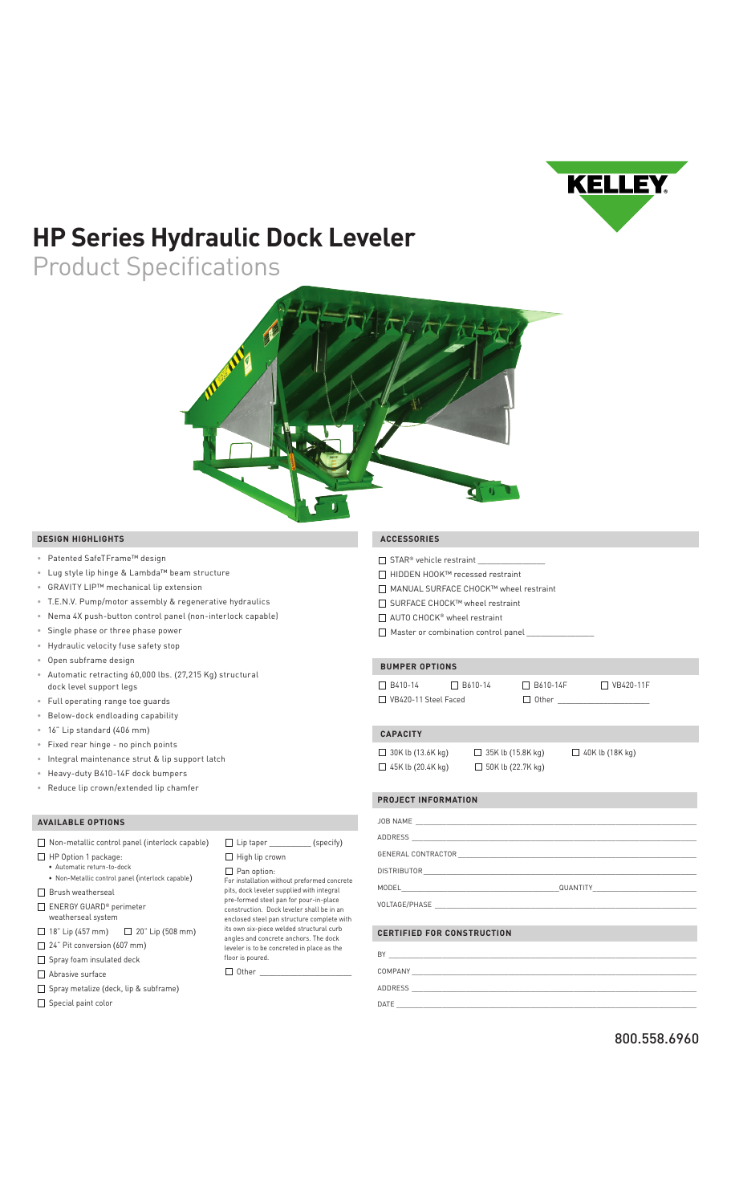KELLEY

# HP Series Hydraulic Dock Leveler

## Product Specifications

### DESIGN HIGHLIGHTS

- Patented SafeTFrame™ design
- Lug style lip hinge & Lambda™ beam structure
- GRAVITY LIP™ mechanical lip extension
- T.E.N.V. Pump/motor assembly & regenerative hydraulics
- Nema 4X push-button control panel (non-interlock capable)
- Single phase or three phase power
- Hydraulic velocity fuse safety stop
- Open subframe design
- Automatic retracting 60,000 lbs. (27,215 Kg) structural dock level support legs
- Full operating range toe guards
- Below-dock endloading capability
- 16" Lip standard (406 mm)
- Fixed rear hinge - no pinch points
- Integral maintenance strut & lip support latch
- Heavy-duty B410-14F dock bumpers
- Reduce lip crown/extended lip chamfer

### AVAILABLE OPTIONS

- ☐ Non-metallic control panel (interlock capable)
- ☐ HP Option 1 package:
  - Automatic return-to-dock
  - Non-Metallic control panel (interlock capable)
- ☐ Brush weatherseal
- ☐ ENERGY GUARD® perimeter weatherseal system
- ☐ 18" Lip (457 mm) ☐ 20" Lip (508 mm)
- ☐ 24" Pit conversion (607 mm)
- ☐ Spray foam insulated deck
- ☐ Abrasive surface
- ☐ Spray metalize (deck, lip & subframe)
- ☐ Special paint color
- ☐ Lip taper __________ (specify)
- ☐ High lip crown
- ☐ Pan option:
  For installation without preformed concrete pits, dock leveler supplied with integral pre-formed steel pan for pour-in-place construction. Dock leveler shall be in an enclosed steel pan structure complete with its own six-piece welded structural curb angles and concrete anchors. The dock leveler is to be concreted in place as the floor is poured.
- ☐ Other ____________________

### ACCESSORIES

- ☐ STAR® vehicle restraint _______________
- ☐ HIDDEN HOOK™ recessed restraint
- ☐ MANUAL SURFACE CHOCK™ wheel restraint
- ☐ SURFACE CHOCK™ wheel restraint
- ☐ AUTO CHOCK® wheel restraint
- ☐ Master or combination control panel _______________

### BUMPER OPTIONS

- ☐ B410-14
- ☐ B610-14
- ☐ B610-14F
- ☐ VB420-11F
- ☐ VB420-11 Steel Faced
- ☐ Other ____________________

### CAPACITY

- ☐ 30K lb (13.6K kg)
- ☐ 35K lb (15.8K kg)
- ☐ 40K lb (18K kg)
- ☐ 45K lb (20.4K kg)
- ☐ 50K lb (22.7K kg)

### PROJECT INFORMATION

JOB NAME ____________________

ADDRESS ____________________

GENERAL CONTRACTOR ____________________

DISTRIBUTOR ____________________

MODEL ____________________ QUANTITY ____________________

VOLTAGE/PHASE ____________________

### CERTIFIED FOR CONSTRUCTION

BY ____________________

COMPANY ____________________

ADDRESS ____________________

DATE ____________________

800.558.6960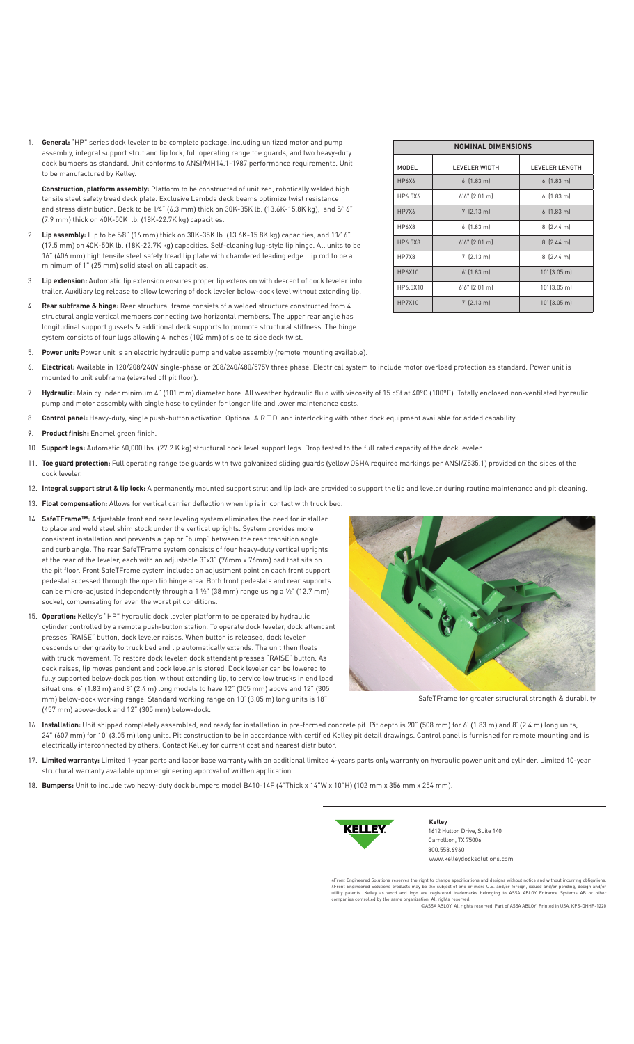1. **General:** "HP" series dock leveler to be complete package, including unitized motor and pump assembly, integral support strut and lip lock, full operating range toe guards, and two heavy-duty dock bumpers as standard. Unit conforms to ANSI/MH14.1-1987 performance requirements. Unit to be manufactured by Kelley.

   **Construction, platform assembly:** Platform to be constructed of unitized, robotically welded high tensile steel safety tread deck plate. Exclusive Lambda deck beams optimize twist resistance and stress distribution. Deck to be 1/4" (6.3 mm) thick on 30K-35K lb. (13.6K-15.8K kg), and 5/16" (7.9 mm) thick on 40K-50K lb. (18K-22.7K kg) capacities.

2. **Lip assembly:** Lip to be 5/8" (16 mm) thick on 30K-35K lb. (13.6K-15.8K kg) capacities, and 11/16" (17.5 mm) on 40K-50K lb. (18K-22.7K kg) capacities. Self-cleaning lug-style lip hinge. All units to be 16" (406 mm) high tensile steel safety tread lip plate with chamfered leading edge. Lip rod to be a minimum of 1" (25 mm) solid steel on all capacities.

3. **Lip extension:** Automatic lip extension ensures proper lip extension with descent of dock leveler into trailer. Auxiliary leg release to allow lowering of dock leveler below-dock level without extending lip.

4. **Rear subframe & hinge:** Rear structural frame consists of a welded structure constructed from 4 structural angle vertical members connecting two horizontal members. The upper rear angle has longitudinal support gussets & additional deck supports to promote structural stiffness. The hinge system consists of four lugs allowing 4 inches (102 mm) of side to side deck twist.

| NOMINAL DIMENSIONS | | |
|---|---|---|
| MODEL | LEVELER WIDTH | LEVELER LENGTH |
| HP6X6 | 6' (1.83 m) | 6' (1.83 m) |
| HP6.5X6 | 6'6" (2.01 m) | 6' (1.83 m) |
| HP7X6 | 7' (2.13 m) | 6' (1.83 m) |
| HP6X8 | 6' (1.83 m) | 8' (2.44 m) |
| HP6.5X8 | 6'6" (2.01 m) | 8' (2.44 m) |
| HP7X8 | 7' (2.13 m) | 8' (2.44 m) |
| HP6X10 | 6' (1.83 m) | 10' (3.05 m) |
| HP6.5X10 | 6'6" (2.01 m) | 10' (3.05 m) |
| HP7X10 | 7' (2.13 m) | 10' (3.05 m) |

5. **Power unit:** Power unit is an electric hydraulic pump and valve assembly (remote mounting available).

6. **Electrical:** Available in 120/208/240V single-phase or 208/240/480/575V three phase. Electrical system to include motor overload protection as standard. Power unit is mounted to unit subframe (elevated off pit floor).

7. **Hydraulic:** Main cylinder minimum 4" (101 mm) diameter bore. All weather hydraulic fluid with viscosity of 15 cSt at 40°C (100°F). Totally enclosed non-ventilated hydraulic pump and motor assembly with single hose to cylinder for longer life and lower maintenance costs.

8. **Control panel:** Heavy-duty, single push-button activation. Optional A.R.T.D. and interlocking with other dock equipment available for added capability.

9. **Product finish:** Enamel green finish.

10. **Support legs:** Automatic 60,000 lbs. (27.2 K kg) structural dock level support legs. Drop tested to the full rated capacity of the dock leveler.

11. **Toe guard protection:** Full operating range toe guards with two galvanized sliding guards (yellow OSHA required markings per ANSI/Z535.1) provided on the sides of the dock leveler.

12. **Integral support strut & lip lock:** A permanently mounted support strut and lip lock are provided to support the lip and leveler during routine maintenance and pit cleaning.

13. **Float compensation:** Allows for vertical carrier deflection when lip is in contact with truck bed.

14. **SafeTFrame™:** Adjustable front and rear leveling system eliminates the need for installer to place and weld steel shim stock under the vertical uprights. System provides more consistent installation and prevents a gap or "bump" between the rear transition angle and curb angle. The rear SafeTFrame system consists of four heavy-duty vertical uprights at the rear of the leveler, each with an adjustable 3"x3" (76mm x 76mm) pad that sits on the pit floor. Front SafeTFrame system includes an adjustment point on each front support pedestal accessed through the open lip hinge area. Both front pedestals and rear supports can be micro-adjusted independently through a 1 ½" (38 mm) range using a ½" (12.7 mm) socket, compensating for even the worst pit conditions.

15. **Operation:** Kelley's "HP" hydraulic dock leveler platform to be operated by hydraulic cylinder controlled by a remote push-button station. To operate dock leveler, dock attendant presses "RAISE" button, dock leveler raises. When button is released, dock leveler descends under gravity to truck bed and lip automatically extends. The unit then floats with truck movement. To restore dock leveler, dock attendant presses "RAISE" button. As deck raises, lip moves pendent and dock leveler is stored. Dock leveler can be lowered to fully supported below-dock position, without extending lip, to service low trucks in end load situations. 6' (1.83 m) and 8' (2.4 m) long models to have 12" (305 mm) above and 12" (305 mm) below-dock working range. Standard working range on 10' (3.05 m) long units is 18" (457 mm) above-dock and 12" (305 mm) below-dock.

SafeTFrame for greater structural strength & durability

16. **Installation:** Unit shipped completely assembled, and ready for installation in pre-formed concrete pit. Pit depth is 20" (508 mm) for 6' (1.83 m) and 8' (2.4 m) long units, 24" (607 mm) for 10' (3.05 m) long units. Pit construction to be in accordance with certified Kelley pit detail drawings. Control panel is furnished for remote mounting and is electrically interconnected by others. Contact Kelley for current cost and nearest distributor.

17. **Limited warranty:** Limited 1-year parts and labor base warranty with an additional limited 4-years parts only warranty on hydraulic power unit and cylinder. Limited 10-year structural warranty available upon engineering approval of written application.

18. **Bumpers:** Unit to include two heavy-duty dock bumpers model B410-14F (4"Thick x 14"W x 10"H) (102 mm x 356 mm x 254 mm).

**Kelley**
1612 Hutton Drive, Suite 140
Carrollton, TX 75006
800.558.6960
www.kelleydocksolutions.com

4Front Engineered Solutions reserves the right to change specifications and designs without notice and without incurring obligations. 4Front Engineered Solutions products may be the subject of one or more U.S. and/or foreign, issued and/or pending, design and/or utility patents. Kelley as word and logo are registered trademarks belonging to ASSA ABLOY Entrance Systems AB or other companies controlled by the same organization. All rights reserved.

©ASSA ABLOY. All rights reserved. Part of ASSA ABLOY. Printed in USA. KPS-DHHP-1220